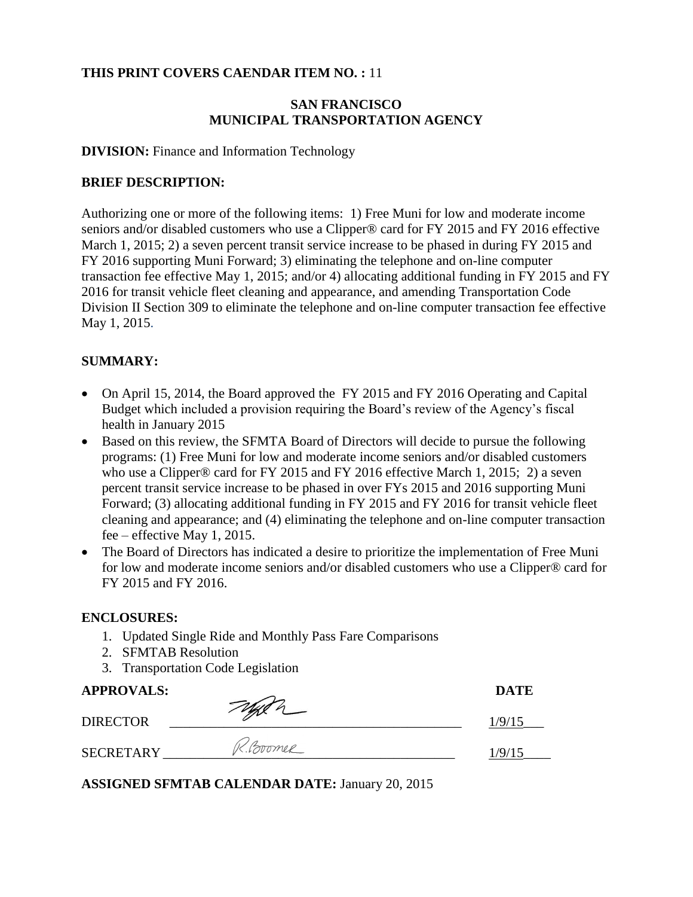**THIS PRINT COVERS CAENDAR ITEM NO. :** 11

**SAN FRANCISCO**
**MUNICIPAL TRANSPORTATION AGENCY**

**DIVISION:** Finance and Information Technology

**BRIEF DESCRIPTION:**

Authorizing one or more of the following items: 1) Free Muni for low and moderate income seniors and/or disabled customers who use a Clipper® card for FY 2015 and FY 2016 effective March 1, 2015; 2) a seven percent transit service increase to be phased in during FY 2015 and FY 2016 supporting Muni Forward; 3) eliminating the telephone and on-line computer transaction fee effective May 1, 2015; and/or 4) allocating additional funding in FY 2015 and FY 2016 for transit vehicle fleet cleaning and appearance, and amending Transportation Code Division II Section 309 to eliminate the telephone and on-line computer transaction fee effective May 1, 2015.

**SUMMARY:**

- On April 15, 2014, the Board approved the FY 2015 and FY 2016 Operating and Capital Budget which included a provision requiring the Board's review of the Agency's fiscal health in January 2015
- Based on this review, the SFMTA Board of Directors will decide to pursue the following programs: (1) Free Muni for low and moderate income seniors and/or disabled customers who use a Clipper® card for FY 2015 and FY 2016 effective March 1, 2015; 2) a seven percent transit service increase to be phased in over FYs 2015 and 2016 supporting Muni Forward; (3) allocating additional funding in FY 2015 and FY 2016 for transit vehicle fleet cleaning and appearance; and (4) eliminating the telephone and on-line computer transaction fee – effective May 1, 2015.
- The Board of Directors has indicated a desire to prioritize the implementation of Free Muni for low and moderate income seniors and/or disabled customers who use a Clipper® card for FY 2015 and FY 2016.

**ENCLOSURES:**

1. Updated Single Ride and Monthly Pass Fare Comparisons
2. SFMTAB Resolution
3. Transportation Code Legislation

**APPROVALS:** **DATE**

DIRECTOR ____________________ 1/9/15

SECRETARY R.Boomer ____________________ 1/9/15

**ASSIGNED SFMTAB CALENDAR DATE:** January 20, 2015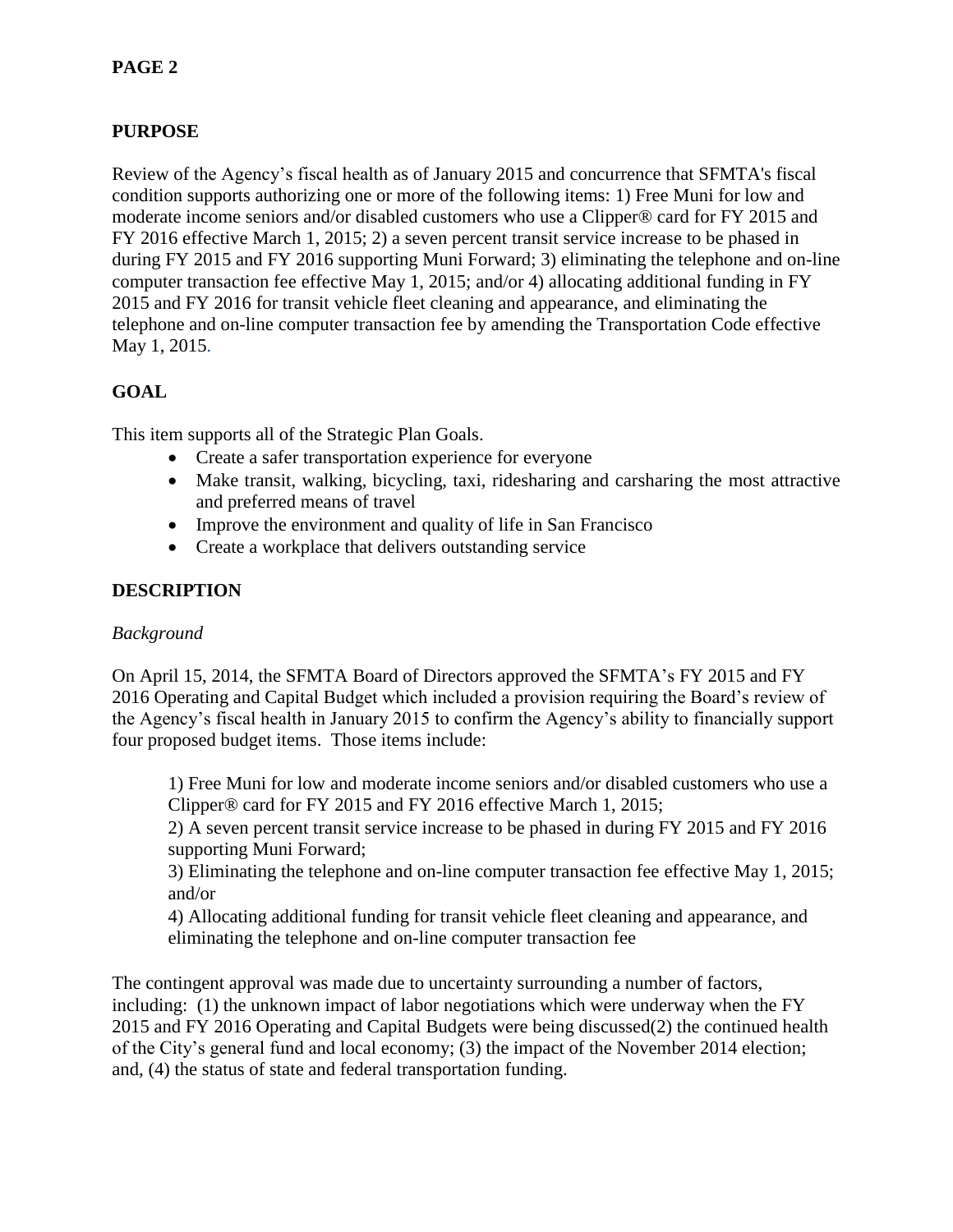**PURPOSE**

Review of the Agency's fiscal health as of January 2015 and concurrence that SFMTA's fiscal condition supports authorizing one or more of the following items: 1) Free Muni for low and moderate income seniors and/or disabled customers who use a Clipper® card for FY 2015 and FY 2016 effective March 1, 2015; 2) a seven percent transit service increase to be phased in during FY 2015 and FY 2016 supporting Muni Forward; 3) eliminating the telephone and on-line computer transaction fee effective May 1, 2015; and/or 4) allocating additional funding in FY 2015 and FY 2016 for transit vehicle fleet cleaning and appearance, and eliminating the telephone and on-line computer transaction fee by amending the Transportation Code effective May 1, 2015.

**GOAL**

This item supports all of the Strategic Plan Goals.

- Create a safer transportation experience for everyone
- Make transit, walking, bicycling, taxi, ridesharing and carsharing the most attractive and preferred means of travel
- Improve the environment and quality of life in San Francisco
- Create a workplace that delivers outstanding service

**DESCRIPTION**

*Background*

On April 15, 2014, the SFMTA Board of Directors approved the SFMTA's FY 2015 and FY 2016 Operating and Capital Budget which included a provision requiring the Board's review of the Agency's fiscal health in January 2015 to confirm the Agency's ability to financially support four proposed budget items. Those items include:

1) Free Muni for low and moderate income seniors and/or disabled customers who use a Clipper® card for FY 2015 and FY 2016 effective March 1, 2015;
2) A seven percent transit service increase to be phased in during FY 2015 and FY 2016 supporting Muni Forward;
3) Eliminating the telephone and on-line computer transaction fee effective May 1, 2015; and/or
4) Allocating additional funding for transit vehicle fleet cleaning and appearance, and eliminating the telephone and on-line computer transaction fee

The contingent approval was made due to uncertainty surrounding a number of factors, including: (1) the unknown impact of labor negotiations which were underway when the FY 2015 and FY 2016 Operating and Capital Budgets were being discussed(2) the continued health of the City's general fund and local economy; (3) the impact of the November 2014 election; and, (4) the status of state and federal transportation funding.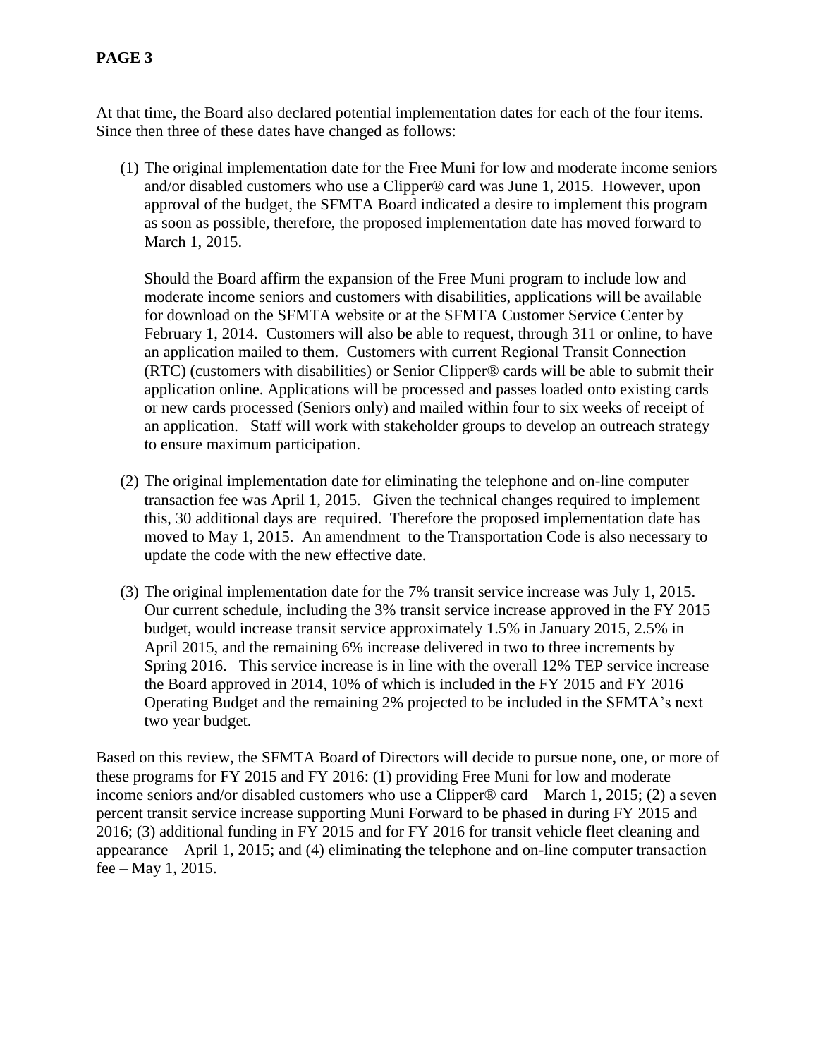At that time, the Board also declared potential implementation dates for each of the four items. Since then three of these dates have changed as follows:

(1) The original implementation date for the Free Muni for low and moderate income seniors and/or disabled customers who use a Clipper® card was June 1, 2015. However, upon approval of the budget, the SFMTA Board indicated a desire to implement this program as soon as possible, therefore, the proposed implementation date has moved forward to March 1, 2015.

    Should the Board affirm the expansion of the Free Muni program to include low and moderate income seniors and customers with disabilities, applications will be available for download on the SFMTA website or at the SFMTA Customer Service Center by February 1, 2014. Customers will also be able to request, through 311 or online, to have an application mailed to them. Customers with current Regional Transit Connection (RTC) (customers with disabilities) or Senior Clipper® cards will be able to submit their application online. Applications will be processed and passes loaded onto existing cards or new cards processed (Seniors only) and mailed within four to six weeks of receipt of an application. Staff will work with stakeholder groups to develop an outreach strategy to ensure maximum participation.

(2) The original implementation date for eliminating the telephone and on-line computer transaction fee was April 1, 2015. Given the technical changes required to implement this, 30 additional days are required. Therefore the proposed implementation date has moved to May 1, 2015. An amendment to the Transportation Code is also necessary to update the code with the new effective date.

(3) The original implementation date for the 7% transit service increase was July 1, 2015. Our current schedule, including the 3% transit service increase approved in the FY 2015 budget, would increase transit service approximately 1.5% in January 2015, 2.5% in April 2015, and the remaining 6% increase delivered in two to three increments by Spring 2016. This service increase is in line with the overall 12% TEP service increase the Board approved in 2014, 10% of which is included in the FY 2015 and FY 2016 Operating Budget and the remaining 2% projected to be included in the SFMTA's next two year budget.

Based on this review, the SFMTA Board of Directors will decide to pursue none, one, or more of these programs for FY 2015 and FY 2016: (1) providing Free Muni for low and moderate income seniors and/or disabled customers who use a Clipper® card – March 1, 2015; (2) a seven percent transit service increase supporting Muni Forward to be phased in during FY 2015 and 2016; (3) additional funding in FY 2015 and for FY 2016 for transit vehicle fleet cleaning and appearance – April 1, 2015; and (4) eliminating the telephone and on-line computer transaction fee – May 1, 2015.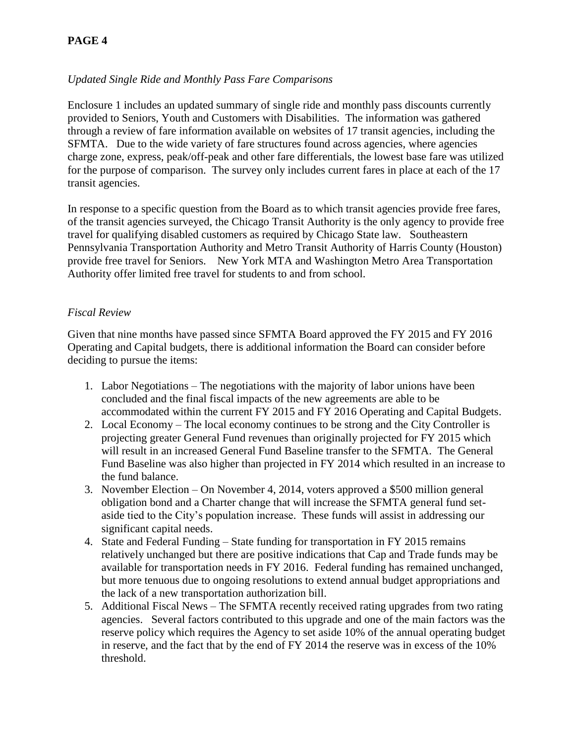*Updated Single Ride and Monthly Pass Fare Comparisons*

Enclosure 1 includes an updated summary of single ride and monthly pass discounts currently provided to Seniors, Youth and Customers with Disabilities. The information was gathered through a review of fare information available on websites of 17 transit agencies, including the SFMTA. Due to the wide variety of fare structures found across agencies, where agencies charge zone, express, peak/off-peak and other fare differentials, the lowest base fare was utilized for the purpose of comparison. The survey only includes current fares in place at each of the 17 transit agencies.

In response to a specific question from the Board as to which transit agencies provide free fares, of the transit agencies surveyed, the Chicago Transit Authority is the only agency to provide free travel for qualifying disabled customers as required by Chicago State law. Southeastern Pennsylvania Transportation Authority and Metro Transit Authority of Harris County (Houston) provide free travel for Seniors. New York MTA and Washington Metro Area Transportation Authority offer limited free travel for students to and from school.

*Fiscal Review*

Given that nine months have passed since SFMTA Board approved the FY 2015 and FY 2016 Operating and Capital budgets, there is additional information the Board can consider before deciding to pursue the items:

1. Labor Negotiations – The negotiations with the majority of labor unions have been concluded and the final fiscal impacts of the new agreements are able to be accommodated within the current FY 2015 and FY 2016 Operating and Capital Budgets.
2. Local Economy – The local economy continues to be strong and the City Controller is projecting greater General Fund revenues than originally projected for FY 2015 which will result in an increased General Fund Baseline transfer to the SFMTA. The General Fund Baseline was also higher than projected in FY 2014 which resulted in an increase to the fund balance.
3. November Election – On November 4, 2014, voters approved a $500 million general obligation bond and a Charter change that will increase the SFMTA general fund set-aside tied to the City's population increase. These funds will assist in addressing our significant capital needs.
4. State and Federal Funding – State funding for transportation in FY 2015 remains relatively unchanged but there are positive indications that Cap and Trade funds may be available for transportation needs in FY 2016. Federal funding has remained unchanged, but more tenuous due to ongoing resolutions to extend annual budget appropriations and the lack of a new transportation authorization bill.
5. Additional Fiscal News – The SFMTA recently received rating upgrades from two rating agencies. Several factors contributed to this upgrade and one of the main factors was the reserve policy which requires the Agency to set aside 10% of the annual operating budget in reserve, and the fact that by the end of FY 2014 the reserve was in excess of the 10% threshold.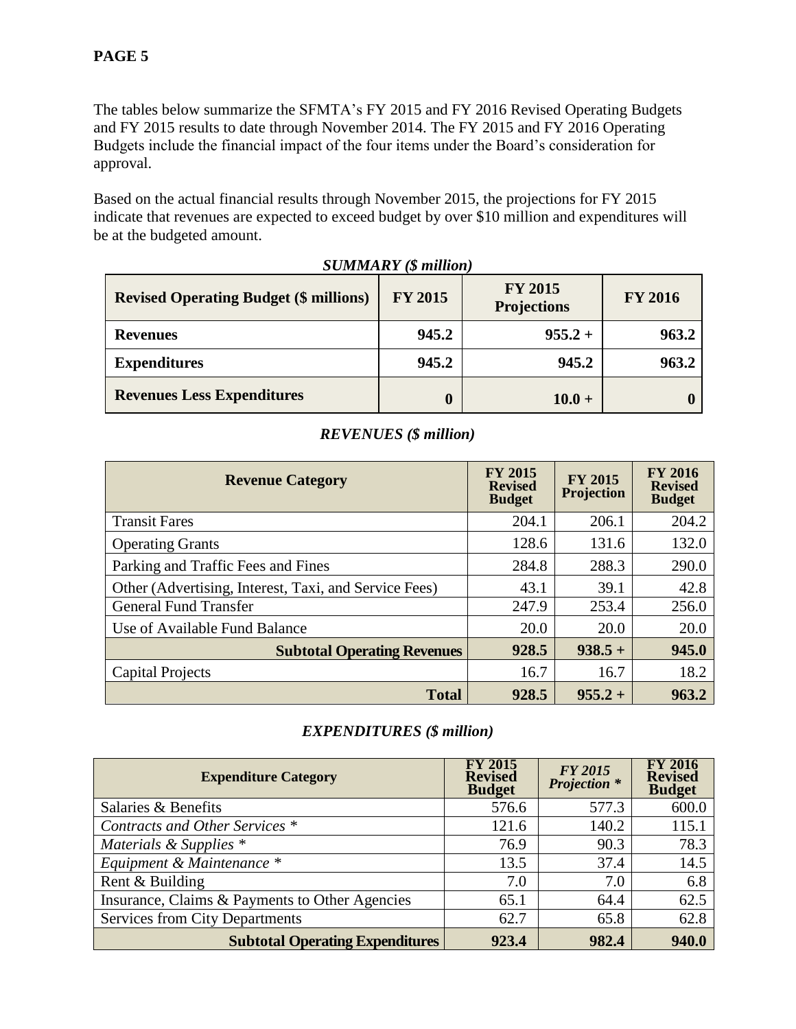**PAGE 5**

The tables below summarize the SFMTA's FY 2015 and FY 2016 Revised Operating Budgets and FY 2015 results to date through November 2014. The FY 2015 and FY 2016 Operating Budgets include the financial impact of the four items under the Board's consideration for approval.

Based on the actual financial results through November 2015, the projections for FY 2015 indicate that revenues are expected to exceed budget by over $10 million and expenditures will be at the budgeted amount.

*SUMMARY ($ million)*

| Revised Operating Budget ($ millions) | FY 2015 | FY 2015 Projections | FY 2016 |
|---|---|---|---|
| **Revenues** | **945.2** | **955.2 +** | **963.2** |
| **Expenditures** | **945.2** | **945.2** | **963.2** |
| **Revenues Less Expenditures** | **0** | **10.0 +** | **0** |

*REVENUES ($ million)*

| Revenue Category | FY 2015 Revised Budget | FY 2015 Projection | FY 2016 Revised Budget |
|---|---|---|---|
| Transit Fares | 204.1 | 206.1 | 204.2 |
| Operating Grants | 128.6 | 131.6 | 132.0 |
| Parking and Traffic Fees and Fines | 284.8 | 288.3 | 290.0 |
| Other (Advertising, Interest, Taxi, and Service Fees) | 43.1 | 39.1 | 42.8 |
| General Fund Transfer | 247.9 | 253.4 | 256.0 |
| Use of Available Fund Balance | 20.0 | 20.0 | 20.0 |
| **Subtotal Operating Revenues** | **928.5** | **938.5 +** | **945.0** |
| Capital Projects | 16.7 | 16.7 | 18.2 |
| **Total** | **928.5** | **955.2 +** | **963.2** |

*EXPENDITURES ($ million)*

| Expenditure Category | FY 2015 Revised Budget | *FY 2015 Projection ** | FY 2016 Revised Budget |
|---|---|---|---|
| Salaries & Benefits | 576.6 | 577.3 | 600.0 |
| *Contracts and Other Services ** | 121.6 | 140.2 | 115.1 |
| *Materials & Supplies ** | 76.9 | 90.3 | 78.3 |
| *Equipment & Maintenance ** | 13.5 | 37.4 | 14.5 |
| Rent & Building | 7.0 | 7.0 | 6.8 |
| Insurance, Claims & Payments to Other Agencies | 65.1 | 64.4 | 62.5 |
| Services from City Departments | 62.7 | 65.8 | 62.8 |
| **Subtotal Operating Expenditures** | **923.4** | **982.4** | **940.0** |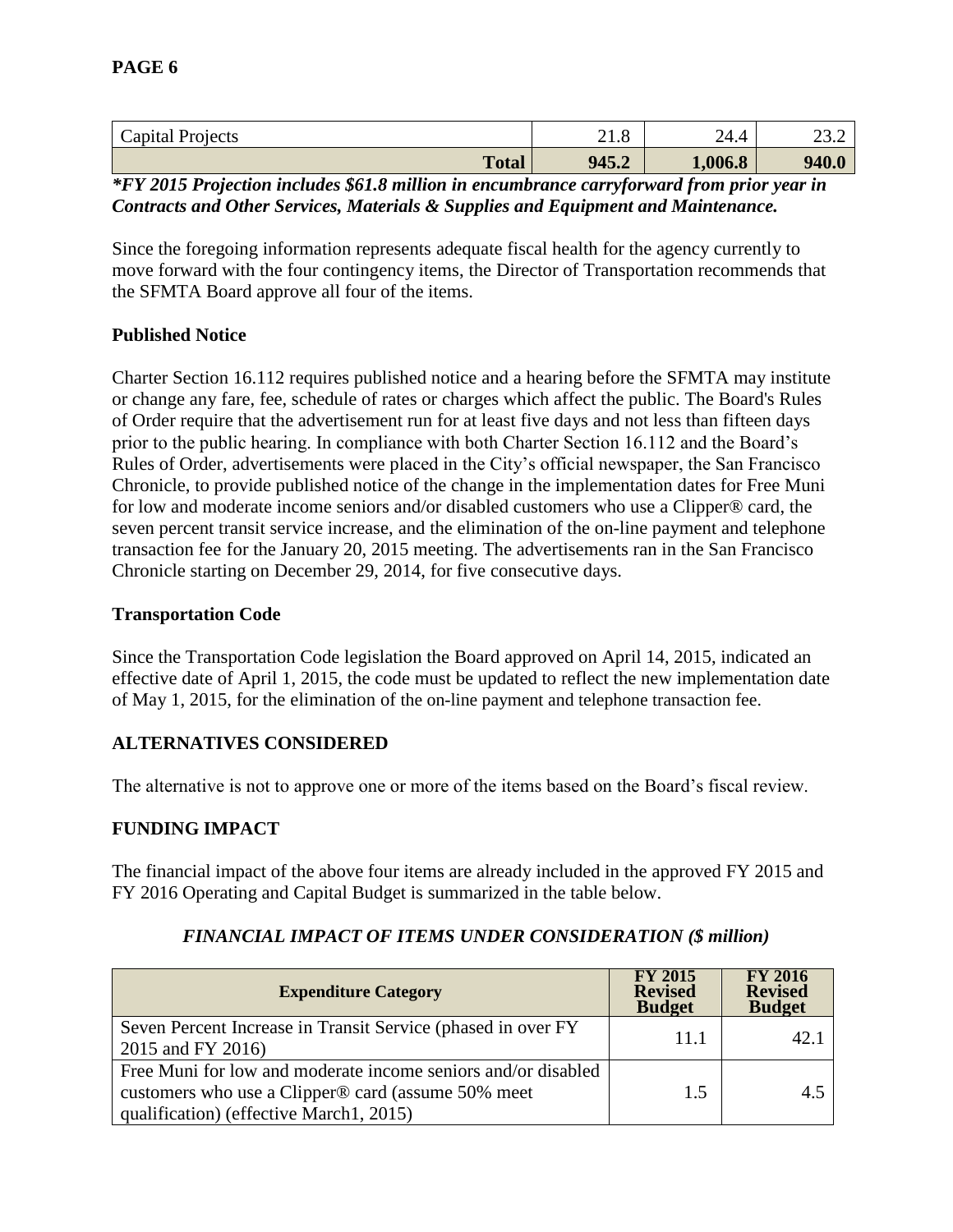| Capital Projects | 21.8 | 24.4 | 23.2 |
|---|---|---|---|
| **Total** | **945.2** | **1,006.8** | **940.0** |

***FY 2015 Projection includes $61.8 million in encumbrance carryforward from prior year in Contracts and Other Services, Materials & Supplies and Equipment and Maintenance.***

Since the foregoing information represents adequate fiscal health for the agency currently to move forward with the four contingency items, the Director of Transportation recommends that the SFMTA Board approve all four of the items.

**Published Notice**

Charter Section 16.112 requires published notice and a hearing before the SFMTA may institute or change any fare, fee, schedule of rates or charges which affect the public. The Board's Rules of Order require that the advertisement run for at least five days and not less than fifteen days prior to the public hearing. In compliance with both Charter Section 16.112 and the Board's Rules of Order, advertisements were placed in the City's official newspaper, the San Francisco Chronicle, to provide published notice of the change in the implementation dates for Free Muni for low and moderate income seniors and/or disabled customers who use a Clipper® card, the seven percent transit service increase, and the elimination of the on-line payment and telephone transaction fee for the January 20, 2015 meeting. The advertisements ran in the San Francisco Chronicle starting on December 29, 2014, for five consecutive days.

**Transportation Code**

Since the Transportation Code legislation the Board approved on April 14, 2015, indicated an effective date of April 1, 2015, the code must be updated to reflect the new implementation date of May 1, 2015, for the elimination of the on-line payment and telephone transaction fee.

**ALTERNATIVES CONSIDERED**

The alternative is not to approve one or more of the items based on the Board's fiscal review.

**FUNDING IMPACT**

The financial impact of the above four items are already included in the approved FY 2015 and FY 2016 Operating and Capital Budget is summarized in the table below.

***FINANCIAL IMPACT OF ITEMS UNDER CONSIDERATION ($ million)***

| Expenditure Category | FY 2015 Revised Budget | FY 2016 Revised Budget |
|---|---|---|
| Seven Percent Increase in Transit Service (phased in over FY 2015 and FY 2016) | 11.1 | 42.1 |
| Free Muni for low and moderate income seniors and/or disabled customers who use a Clipper® card (assume 50% meet qualification) (effective March1, 2015) | 1.5 | 4.5 |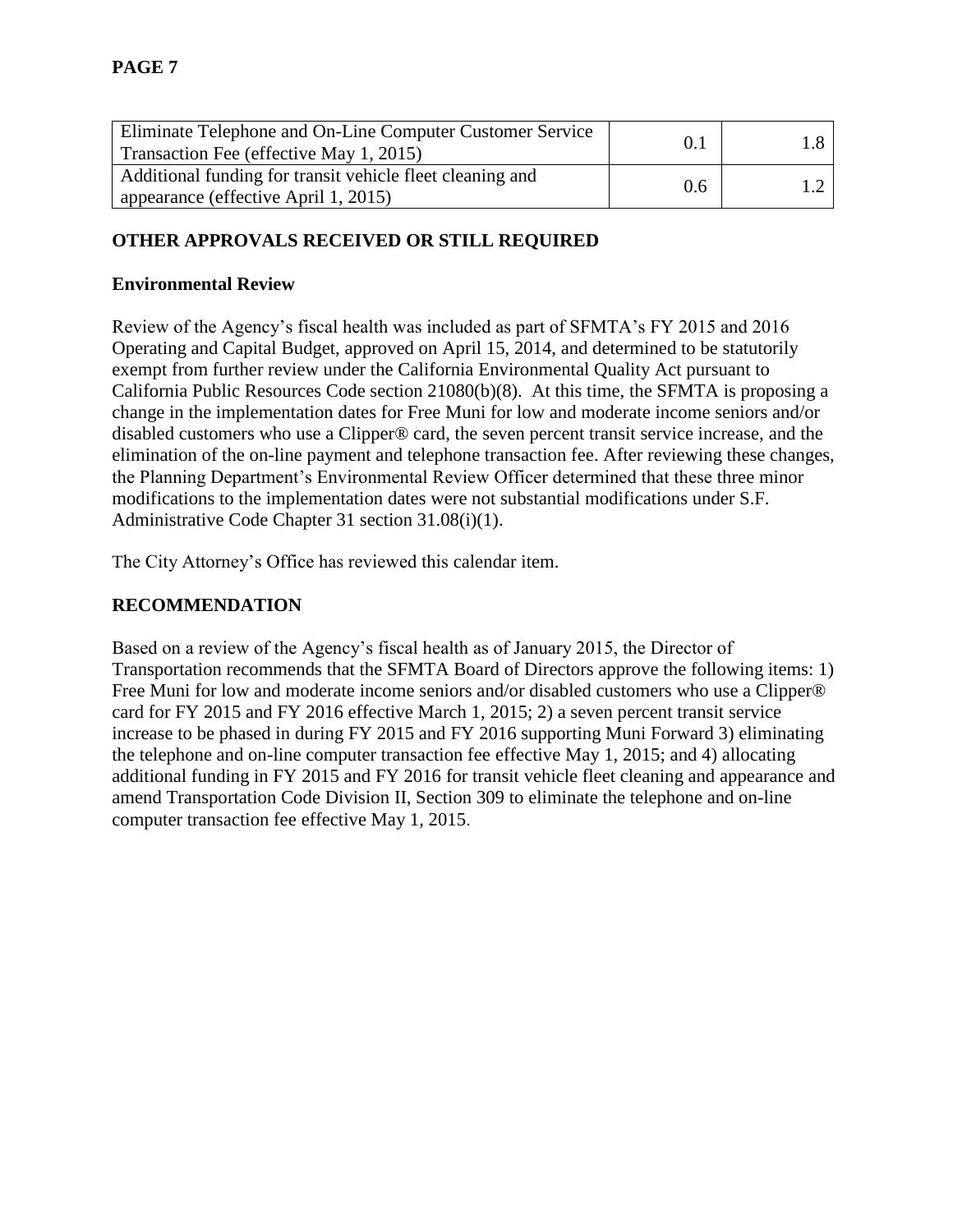| | | |
|---|---|---|
| Eliminate Telephone and On-Line Computer Customer Service Transaction Fee (effective May 1, 2015) | 0.1 | 1.8 |
| Additional funding for transit vehicle fleet cleaning and appearance (effective April 1, 2015) | 0.6 | 1.2 |

## OTHER APPROVALS RECEIVED OR STILL REQUIRED

### Environmental Review

Review of the Agency's fiscal health was included as part of SFMTA's FY 2015 and 2016 Operating and Capital Budget, approved on April 15, 2014, and determined to be statutorily exempt from further review under the California Environmental Quality Act pursuant to California Public Resources Code section 21080(b)(8). At this time, the SFMTA is proposing a change in the implementation dates for Free Muni for low and moderate income seniors and/or disabled customers who use a Clipper® card, the seven percent transit service increase, and the elimination of the on-line payment and telephone transaction fee. After reviewing these changes, the Planning Department's Environmental Review Officer determined that these three minor modifications to the implementation dates were not substantial modifications under S.F. Administrative Code Chapter 31 section 31.08(i)(1).

The City Attorney's Office has reviewed this calendar item.

## RECOMMENDATION

Based on a review of the Agency's fiscal health as of January 2015, the Director of Transportation recommends that the SFMTA Board of Directors approve the following items: 1) Free Muni for low and moderate income seniors and/or disabled customers who use a Clipper® card for FY 2015 and FY 2016 effective March 1, 2015; 2) a seven percent transit service increase to be phased in during FY 2015 and FY 2016 supporting Muni Forward 3) eliminating the telephone and on-line computer transaction fee effective May 1, 2015; and 4) allocating additional funding in FY 2015 and FY 2016 for transit vehicle fleet cleaning and appearance and amend Transportation Code Division II, Section 309 to eliminate the telephone and on-line computer transaction fee effective May 1, 2015.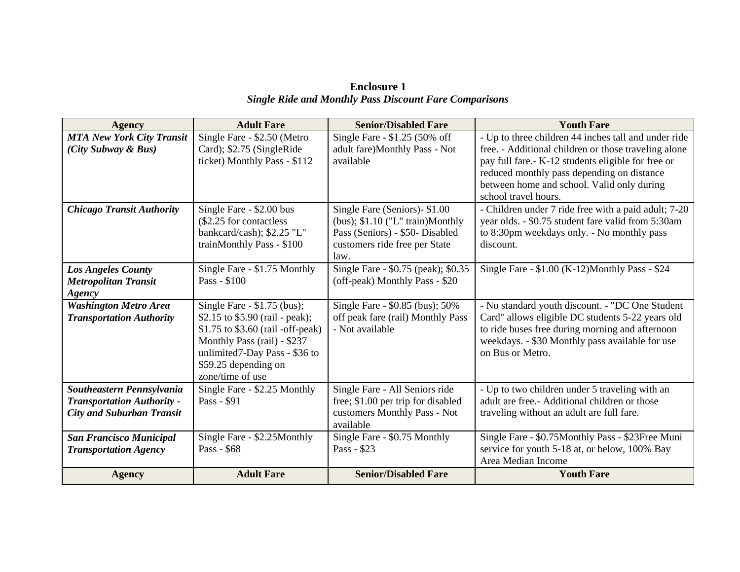**Enclosure 1**

***Single Ride and Monthly Pass Discount Fare Comparisons***

| Agency | Adult Fare | Senior/Disabled Fare | Youth Fare |
|---|---|---|---|
| ***MTA New York City Transit (City Subway & Bus)*** | Single Fare - $2.50 (Metro Card); $2.75 (SingleRide ticket) Monthly Pass - $112 | Single Fare - $1.25 (50% off adult fare)Monthly Pass - Not available | - Up to three children 44 inches tall and under ride free. - Additional children or those traveling alone pay full fare.- K-12 students eligible for free or reduced monthly pass depending on distance between home and school. Valid only during school travel hours. |
| ***Chicago Transit Authority*** | Single Fare - $2.00 bus ($2.25 for contactless bankcard/cash); $2.25 "L" trainMonthly Pass - $100 | Single Fare (Seniors)- $1.00 (bus); $1.10 ("L" train)Monthly Pass (Seniors) - $50- Disabled customers ride free per State law. | - Children under 7 ride free with a paid adult; 7-20 year olds. - $0.75 student fare valid from 5:30am to 8:30pm weekdays only. - No monthly pass discount. |
| ***Los Angeles County Metropolitan Transit Agency*** | Single Fare - $1.75 Monthly Pass - $100 | Single Fare - $0.75 (peak); $0.35 (off-peak) Monthly Pass - $20 | Single Fare - $1.00 (K-12)Monthly Pass - $24 |
| ***Washington Metro Area Transportation Authority*** | Single Fare - $1.75 (bus); $2.15 to $5.90 (rail - peak); $1.75 to $3.60 (rail -off-peak) Monthly Pass (rail) - $237 unlimited7-Day Pass - $36 to $59.25 depending on zone/time of use | Single Fare - $0.85 (bus); 50% off peak fare (rail) Monthly Pass - Not available | - No standard youth discount. - "DC One Student Card" allows eligible DC students 5-22 years old to ride buses free during morning and afternoon weekdays. - $30 Monthly pass available for use on Bus or Metro. |
| ***Southeastern Pennsylvania Transportation Authority - City and Suburban Transit*** | Single Fare - $2.25 Monthly Pass - $91 | Single Fare - All Seniors ride free; $1.00 per trip for disabled customers Monthly Pass - Not available | - Up to two children under 5 traveling with an adult are free.- Additional children or those traveling without an adult are full fare. |
| ***San Francisco Municipal Transportation Agency*** | Single Fare - $2.25Monthly Pass - $68 | Single Fare - $0.75 Monthly Pass - $23 | Single Fare - $0.75Monthly Pass - $23Free Muni service for youth 5-18 at, or below, 100% Bay Area Median Income |
| **Agency** | **Adult Fare** | **Senior/Disabled Fare** | **Youth Fare** |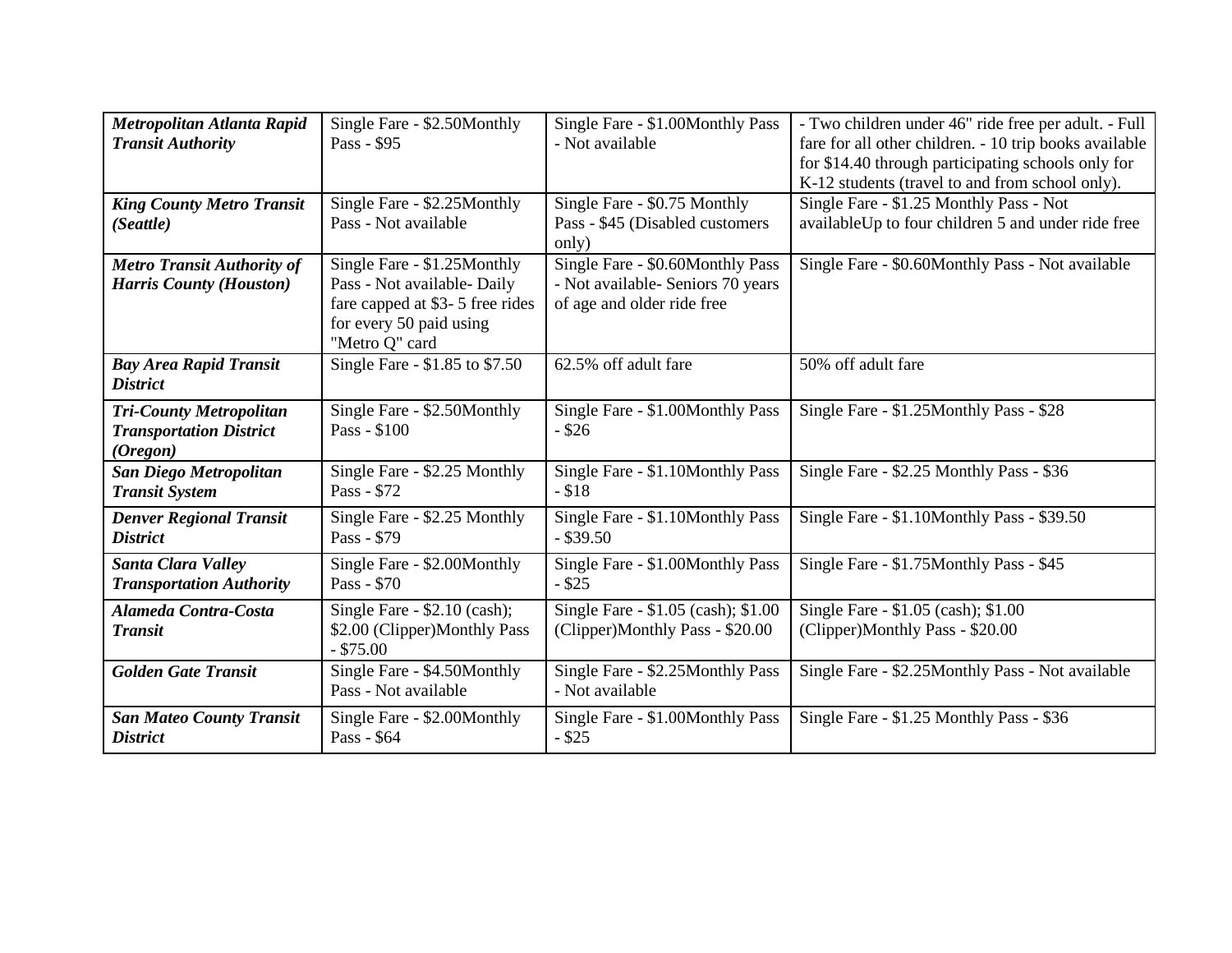| | | | |
|---|---|---|---|
| ***Metropolitan Atlanta Rapid Transit Authority*** | Single Fare - $2.50Monthly Pass - $95 | Single Fare - $1.00Monthly Pass - Not available | - Two children under 46" ride free per adult. - Full fare for all other children. - 10 trip books available for $14.40 through participating schools only for K-12 students (travel to and from school only). |
| ***King County Metro Transit (Seattle)*** | Single Fare - $2.25Monthly Pass - Not available | Single Fare - $0.75 Monthly Pass - $45 (Disabled customers only) | Single Fare - $1.25 Monthly Pass - Not availableUp to four children 5 and under ride free |
| ***Metro Transit Authority of Harris County (Houston)*** | Single Fare - $1.25Monthly Pass - Not available- Daily fare capped at $3- 5 free rides for every 50 paid using "Metro Q" card | Single Fare - $0.60Monthly Pass - Not available- Seniors 70 years of age and older ride free | Single Fare - $0.60Monthly Pass - Not available |
| ***Bay Area Rapid Transit District*** | Single Fare - $1.85 to $7.50 | 62.5% off adult fare | 50% off adult fare |
| ***Tri-County Metropolitan Transportation District (Oregon)*** | Single Fare - $2.50Monthly Pass - $100 | Single Fare - $1.00Monthly Pass - $26 | Single Fare - $1.25Monthly Pass - $28 |
| ***San Diego Metropolitan Transit System*** | Single Fare - $2.25 Monthly Pass - $72 | Single Fare - $1.10Monthly Pass - $18 | Single Fare - $2.25 Monthly Pass - $36 |
| ***Denver Regional Transit District*** | Single Fare - $2.25 Monthly Pass - $79 | Single Fare - $1.10Monthly Pass - $39.50 | Single Fare - $1.10Monthly Pass - $39.50 |
| ***Santa Clara Valley Transportation Authority*** | Single Fare - $2.00Monthly Pass - $70 | Single Fare - $1.00Monthly Pass - $25 | Single Fare - $1.75Monthly Pass - $45 |
| ***Alameda Contra-Costa Transit*** | Single Fare - $2.10 (cash); $2.00 (Clipper)Monthly Pass - $75.00 | Single Fare - $1.05 (cash); $1.00 (Clipper)Monthly Pass - $20.00 | Single Fare - $1.05 (cash); $1.00 (Clipper)Monthly Pass - $20.00 |
| ***Golden Gate Transit*** | Single Fare - $4.50Monthly Pass - Not available | Single Fare - $2.25Monthly Pass - Not available | Single Fare - $2.25Monthly Pass - Not available |
| ***San Mateo County Transit District*** | Single Fare - $2.00Monthly Pass - $64 | Single Fare - $1.00Monthly Pass - $25 | Single Fare - $1.25 Monthly Pass - $36 |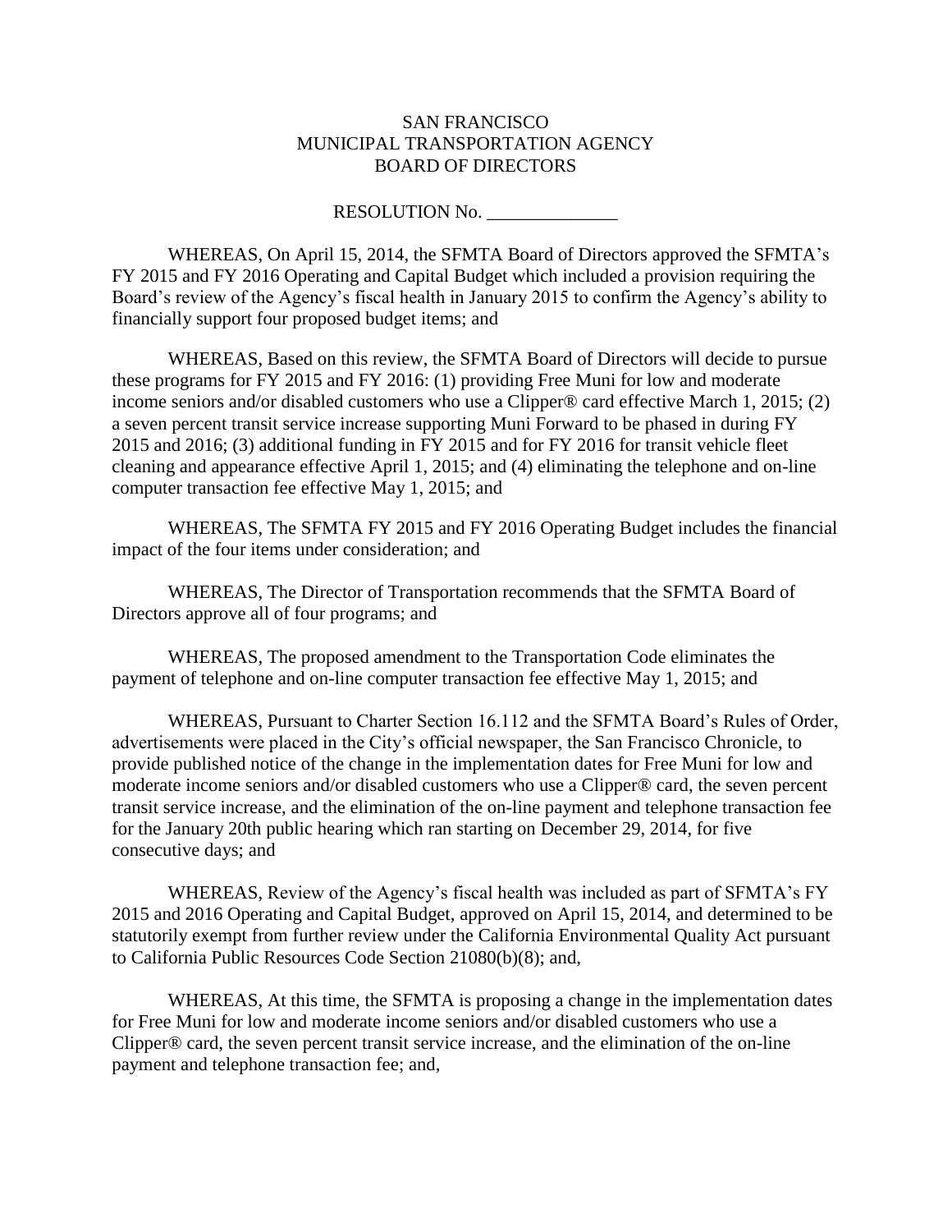SAN FRANCISCO
MUNICIPAL TRANSPORTATION AGENCY
BOARD OF DIRECTORS

RESOLUTION No. ______________

WHEREAS, On April 15, 2014, the SFMTA Board of Directors approved the SFMTA's FY 2015 and FY 2016 Operating and Capital Budget which included a provision requiring the Board's review of the Agency's fiscal health in January 2015 to confirm the Agency's ability to financially support four proposed budget items; and

WHEREAS, Based on this review, the SFMTA Board of Directors will decide to pursue these programs for FY 2015 and FY 2016: (1) providing Free Muni for low and moderate income seniors and/or disabled customers who use a Clipper® card effective March 1, 2015; (2) a seven percent transit service increase supporting Muni Forward to be phased in during FY 2015 and 2016; (3) additional funding in FY 2015 and for FY 2016 for transit vehicle fleet cleaning and appearance effective April 1, 2015; and (4) eliminating the telephone and on-line computer transaction fee effective May 1, 2015; and

WHEREAS, The SFMTA FY 2015 and FY 2016 Operating Budget includes the financial impact of the four items under consideration; and

WHEREAS, The Director of Transportation recommends that the SFMTA Board of Directors approve all of four programs; and

WHEREAS, The proposed amendment to the Transportation Code eliminates the payment of telephone and on-line computer transaction fee effective May 1, 2015; and

WHEREAS, Pursuant to Charter Section 16.112 and the SFMTA Board's Rules of Order, advertisements were placed in the City's official newspaper, the San Francisco Chronicle, to provide published notice of the change in the implementation dates for Free Muni for low and moderate income seniors and/or disabled customers who use a Clipper® card, the seven percent transit service increase, and the elimination of the on-line payment and telephone transaction fee for the January 20th public hearing which ran starting on December 29, 2014, for five consecutive days; and

WHEREAS, Review of the Agency's fiscal health was included as part of SFMTA's FY 2015 and 2016 Operating and Capital Budget, approved on April 15, 2014, and determined to be statutorily exempt from further review under the California Environmental Quality Act pursuant to California Public Resources Code Section 21080(b)(8); and,

WHEREAS, At this time, the SFMTA is proposing a change in the implementation dates for Free Muni for low and moderate income seniors and/or disabled customers who use a Clipper® card, the seven percent transit service increase, and the elimination of the on-line payment and telephone transaction fee; and,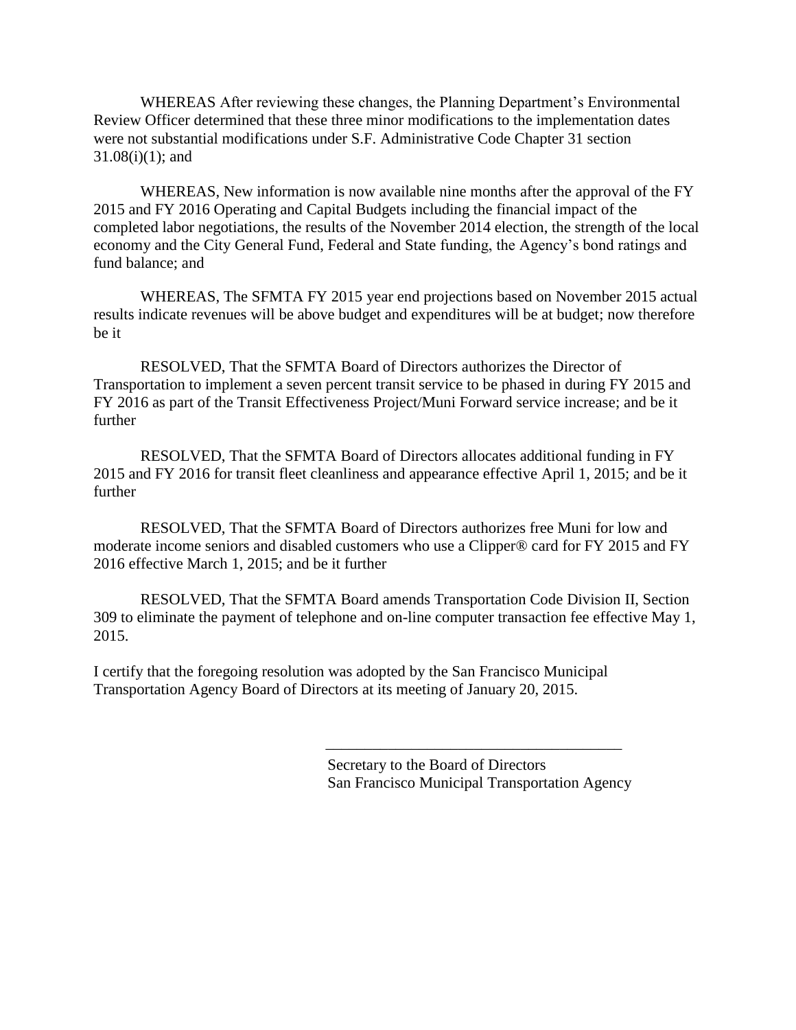WHEREAS After reviewing these changes, the Planning Department's Environmental Review Officer determined that these three minor modifications to the implementation dates were not substantial modifications under S.F. Administrative Code Chapter 31 section 31.08(i)(1); and

WHEREAS, New information is now available nine months after the approval of the FY 2015 and FY 2016 Operating and Capital Budgets including the financial impact of the completed labor negotiations, the results of the November 2014 election, the strength of the local economy and the City General Fund, Federal and State funding, the Agency's bond ratings and fund balance; and

WHEREAS, The SFMTA FY 2015 year end projections based on November 2015 actual results indicate revenues will be above budget and expenditures will be at budget; now therefore be it

RESOLVED, That the SFMTA Board of Directors authorizes the Director of Transportation to implement a seven percent transit service to be phased in during FY 2015 and FY 2016 as part of the Transit Effectiveness Project/Muni Forward service increase; and be it further

RESOLVED, That the SFMTA Board of Directors allocates additional funding in FY 2015 and FY 2016 for transit fleet cleanliness and appearance effective April 1, 2015; and be it further

RESOLVED, That the SFMTA Board of Directors authorizes free Muni for low and moderate income seniors and disabled customers who use a Clipper® card for FY 2015 and FY 2016 effective March 1, 2015; and be it further

RESOLVED, That the SFMTA Board amends Transportation Code Division II, Section 309 to eliminate the payment of telephone and on-line computer transaction fee effective May 1, 2015.

I certify that the foregoing resolution was adopted by the San Francisco Municipal Transportation Agency Board of Directors at its meeting of January 20, 2015.

\_\_\_\_\_\_\_\_\_\_\_\_\_\_\_\_\_\_\_\_\_\_\_\_\_\_\_\_\_\_\_\_\_\_\_\_\_\_\_\_

Secretary to the Board of Directors
San Francisco Municipal Transportation Agency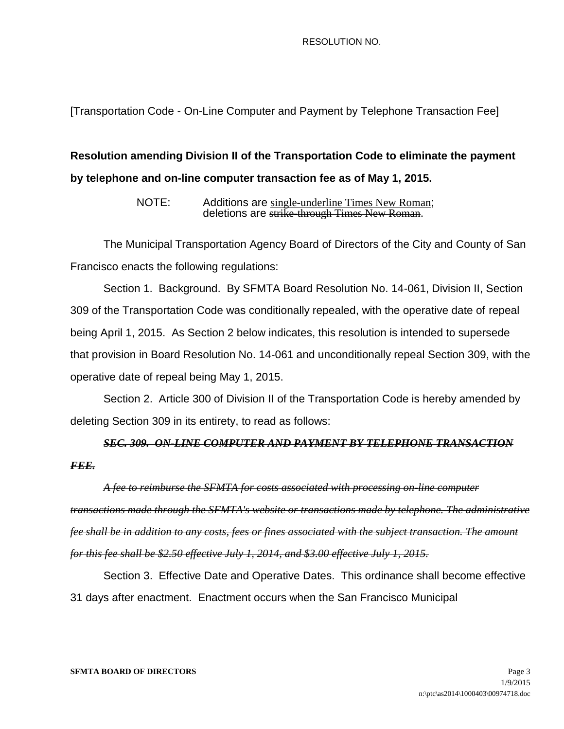RESOLUTION NO.

[Transportation Code - On-Line Computer and Payment by Telephone Transaction Fee]

**Resolution amending Division II of the Transportation Code to eliminate the payment by telephone and on-line computer transaction fee as of May 1, 2015.**

NOTE: Additions are single-underline Times New Roman; deletions are ~~strike-through Times New Roman~~.

The Municipal Transportation Agency Board of Directors of the City and County of San Francisco enacts the following regulations:

Section 1. Background. By SFMTA Board Resolution No. 14-061, Division II, Section 309 of the Transportation Code was conditionally repealed, with the operative date of repeal being April 1, 2015. As Section 2 below indicates, this resolution is intended to supersede that provision in Board Resolution No. 14-061 and unconditionally repeal Section 309, with the operative date of repeal being May 1, 2015.

Section 2. Article 300 of Division II of the Transportation Code is hereby amended by deleting Section 309 in its entirety, to read as follows:

***~~SEC. 309. ON-LINE COMPUTER AND PAYMENT BY TELEPHONE TRANSACTION FEE.~~***

*~~A fee to reimburse the SFMTA for costs associated with processing on-line computer transactions made through the SFMTA's website or transactions made by telephone. The administrative fee shall be in addition to any costs, fees or fines associated with the subject transaction. The amount for this fee shall be $2.50 effective July 1, 2014, and $3.00 effective July 1, 2015.~~*

Section 3. Effective Date and Operative Dates. This ordinance shall become effective 31 days after enactment. Enactment occurs when the San Francisco Municipal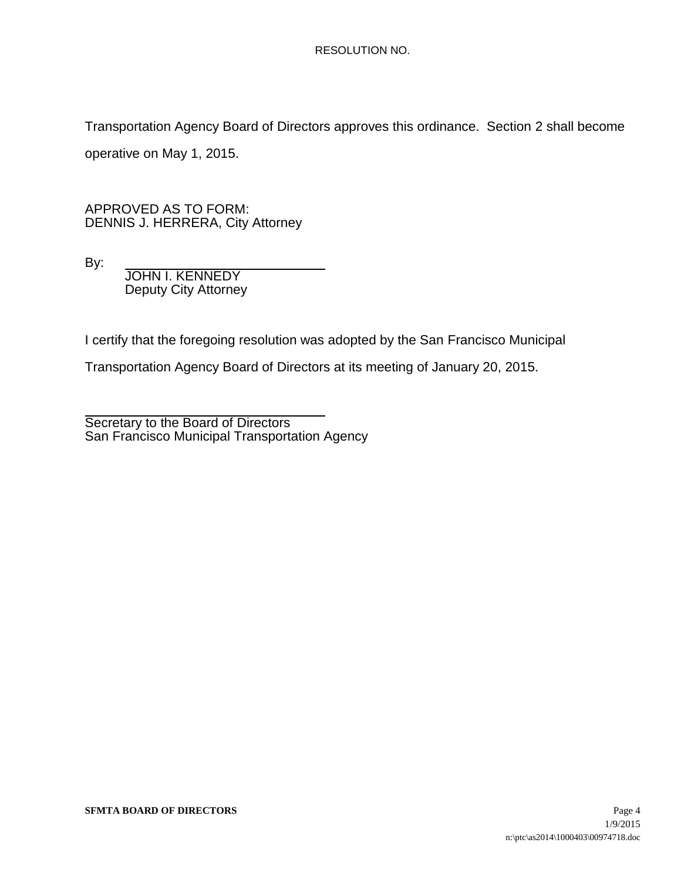Transportation Agency Board of Directors approves this ordinance. Section 2 shall become operative on May 1, 2015.

APPROVED AS TO FORM:
DENNIS J. HERRERA, City Attorney

By: ______________________________
JOHN I. KENNEDY
Deputy City Attorney

I certify that the foregoing resolution was adopted by the San Francisco Municipal Transportation Agency Board of Directors at its meeting of January 20, 2015.

______________________________
Secretary to the Board of Directors
San Francisco Municipal Transportation Agency